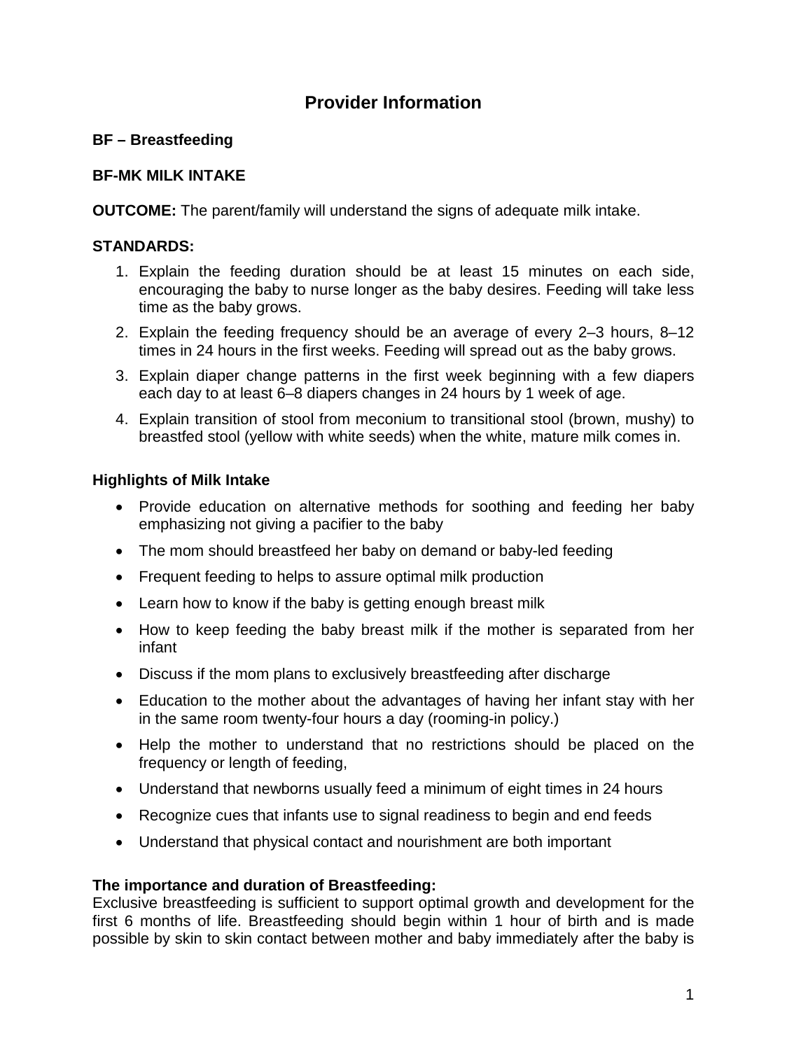# Provider Information

**BF – Breastfeeding**

**BF-MK MILK INTAKE**

**OUTCOME:** The parent/family will understand the signs of adequate milk intake.

**STANDARDS:**

1. Explain the feeding duration should be at least 15 minutes on each side, encouraging the baby to nurse longer as the baby desires. Feeding will take less time as the baby grows.
2. Explain the feeding frequency should be an average of every 2–3 hours, 8–12 times in 24 hours in the first weeks. Feeding will spread out as the baby grows.
3. Explain diaper change patterns in the first week beginning with a few diapers each day to at least 6–8 diapers changes in 24 hours by 1 week of age.
4. Explain transition of stool from meconium to transitional stool (brown, mushy) to breastfed stool (yellow with white seeds) when the white, mature milk comes in.

**Highlights of Milk Intake**

- Provide education on alternative methods for soothing and feeding her baby emphasizing not giving a pacifier to the baby
- The mom should breastfeed her baby on demand or baby-led feeding
- Frequent feeding to helps to assure optimal milk production
- Learn how to know if the baby is getting enough breast milk
- How to keep feeding the baby breast milk if the mother is separated from her infant
- Discuss if the mom plans to exclusively breastfeeding after discharge
- Education to the mother about the advantages of having her infant stay with her in the same room twenty-four hours a day (rooming-in policy.)
- Help the mother to understand that no restrictions should be placed on the frequency or length of feeding,
- Understand that newborns usually feed a minimum of eight times in 24 hours
- Recognize cues that infants use to signal readiness to begin and end feeds
- Understand that physical contact and nourishment are both important

**The importance and duration of Breastfeeding:**
Exclusive breastfeeding is sufficient to support optimal growth and development for the first 6 months of life. Breastfeeding should begin within 1 hour of birth and is made possible by skin to skin contact between mother and baby immediately after the baby is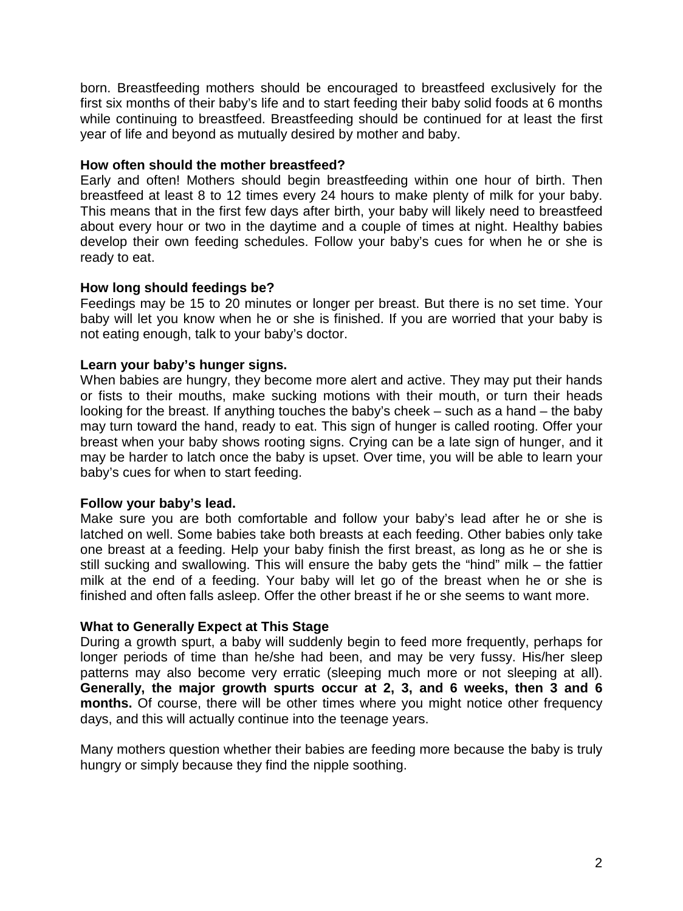born. Breastfeeding mothers should be encouraged to breastfeed exclusively for the first six months of their baby's life and to start feeding their baby solid foods at 6 months while continuing to breastfeed. Breastfeeding should be continued for at least the first year of life and beyond as mutually desired by mother and baby.

**How often should the mother breastfeed?**

Early and often! Mothers should begin breastfeeding within one hour of birth. Then breastfeed at least 8 to 12 times every 24 hours to make plenty of milk for your baby. This means that in the first few days after birth, your baby will likely need to breastfeed about every hour or two in the daytime and a couple of times at night. Healthy babies develop their own feeding schedules. Follow your baby's cues for when he or she is ready to eat.

**How long should feedings be?**

Feedings may be 15 to 20 minutes or longer per breast. But there is no set time. Your baby will let you know when he or she is finished. If you are worried that your baby is not eating enough, talk to your baby's doctor.

**Learn your baby's hunger signs.**

When babies are hungry, they become more alert and active. They may put their hands or fists to their mouths, make sucking motions with their mouth, or turn their heads looking for the breast. If anything touches the baby's cheek – such as a hand – the baby may turn toward the hand, ready to eat. This sign of hunger is called rooting. Offer your breast when your baby shows rooting signs. Crying can be a late sign of hunger, and it may be harder to latch once the baby is upset. Over time, you will be able to learn your baby's cues for when to start feeding.

**Follow your baby's lead.**

Make sure you are both comfortable and follow your baby's lead after he or she is latched on well. Some babies take both breasts at each feeding. Other babies only take one breast at a feeding. Help your baby finish the first breast, as long as he or she is still sucking and swallowing. This will ensure the baby gets the "hind" milk – the fattier milk at the end of a feeding. Your baby will let go of the breast when he or she is finished and often falls asleep. Offer the other breast if he or she seems to want more.

**What to Generally Expect at This Stage**

During a growth spurt, a baby will suddenly begin to feed more frequently, perhaps for longer periods of time than he/she had been, and may be very fussy. His/her sleep patterns may also become very erratic (sleeping much more or not sleeping at all). **Generally, the major growth spurts occur at 2, 3, and 6 weeks, then 3 and 6 months.** Of course, there will be other times where you might notice other frequency days, and this will actually continue into the teenage years.

Many mothers question whether their babies are feeding more because the baby is truly hungry or simply because they find the nipple soothing.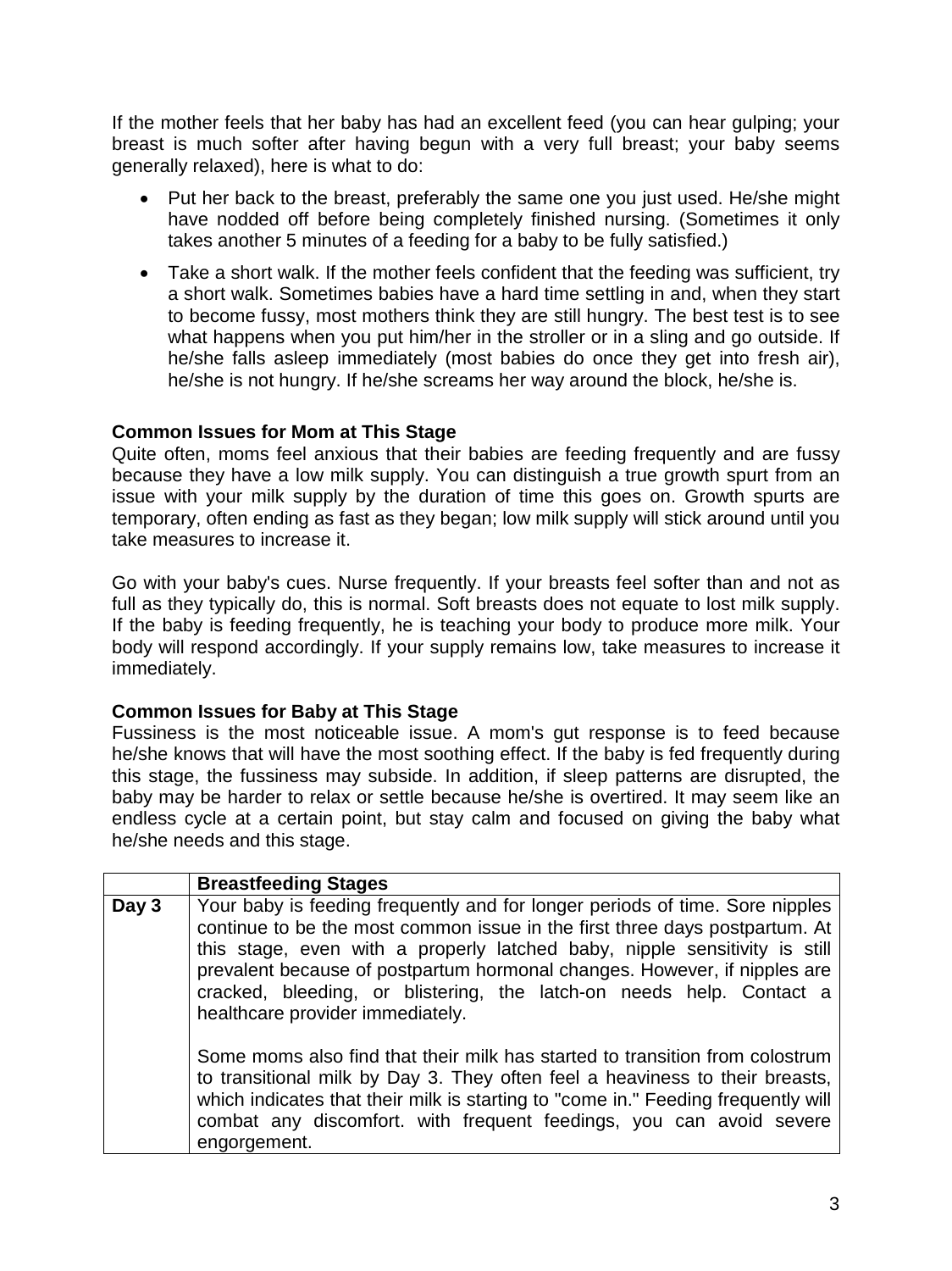If the mother feels that her baby has had an excellent feed (you can hear gulping; your breast is much softer after having begun with a very full breast; your baby seems generally relaxed), here is what to do:

- Put her back to the breast, preferably the same one you just used. He/she might have nodded off before being completely finished nursing. (Sometimes it only takes another 5 minutes of a feeding for a baby to be fully satisfied.)
- Take a short walk. If the mother feels confident that the feeding was sufficient, try a short walk. Sometimes babies have a hard time settling in and, when they start to become fussy, most mothers think they are still hungry. The best test is to see what happens when you put him/her in the stroller or in a sling and go outside. If he/she falls asleep immediately (most babies do once they get into fresh air), he/she is not hungry. If he/she screams her way around the block, he/she is.

**Common Issues for Mom at This Stage**

Quite often, moms feel anxious that their babies are feeding frequently and are fussy because they have a low milk supply. You can distinguish a true growth spurt from an issue with your milk supply by the duration of time this goes on. Growth spurts are temporary, often ending as fast as they began; low milk supply will stick around until you take measures to increase it.

Go with your baby's cues. Nurse frequently. If your breasts feel softer than and not as full as they typically do, this is normal. Soft breasts does not equate to lost milk supply. If the baby is feeding frequently, he is teaching your body to produce more milk. Your body will respond accordingly. If your supply remains low, take measures to increase it immediately.

**Common Issues for Baby at This Stage**

Fussiness is the most noticeable issue. A mom's gut response is to feed because he/she knows that will have the most soothing effect. If the baby is fed frequently during this stage, the fussiness may subside. In addition, if sleep patterns are disrupted, the baby may be harder to relax or settle because he/she is overtired. It may seem like an endless cycle at a certain point, but stay calm and focused on giving the baby what he/she needs and this stage.

| | **Breastfeeding Stages** |
|---|---|
| **Day 3** | Your baby is feeding frequently and for longer periods of time. Sore nipples continue to be the most common issue in the first three days postpartum. At this stage, even with a properly latched baby, nipple sensitivity is still prevalent because of postpartum hormonal changes. However, if nipples are cracked, bleeding, or blistering, the latch-on needs help. Contact a healthcare provider immediately.<br><br>Some moms also find that their milk has started to transition from colostrum to transitional milk by Day 3. They often feel a heaviness to their breasts, which indicates that their milk is starting to "come in." Feeding frequently will combat any discomfort. with frequent feedings, you can avoid severe engorgement. |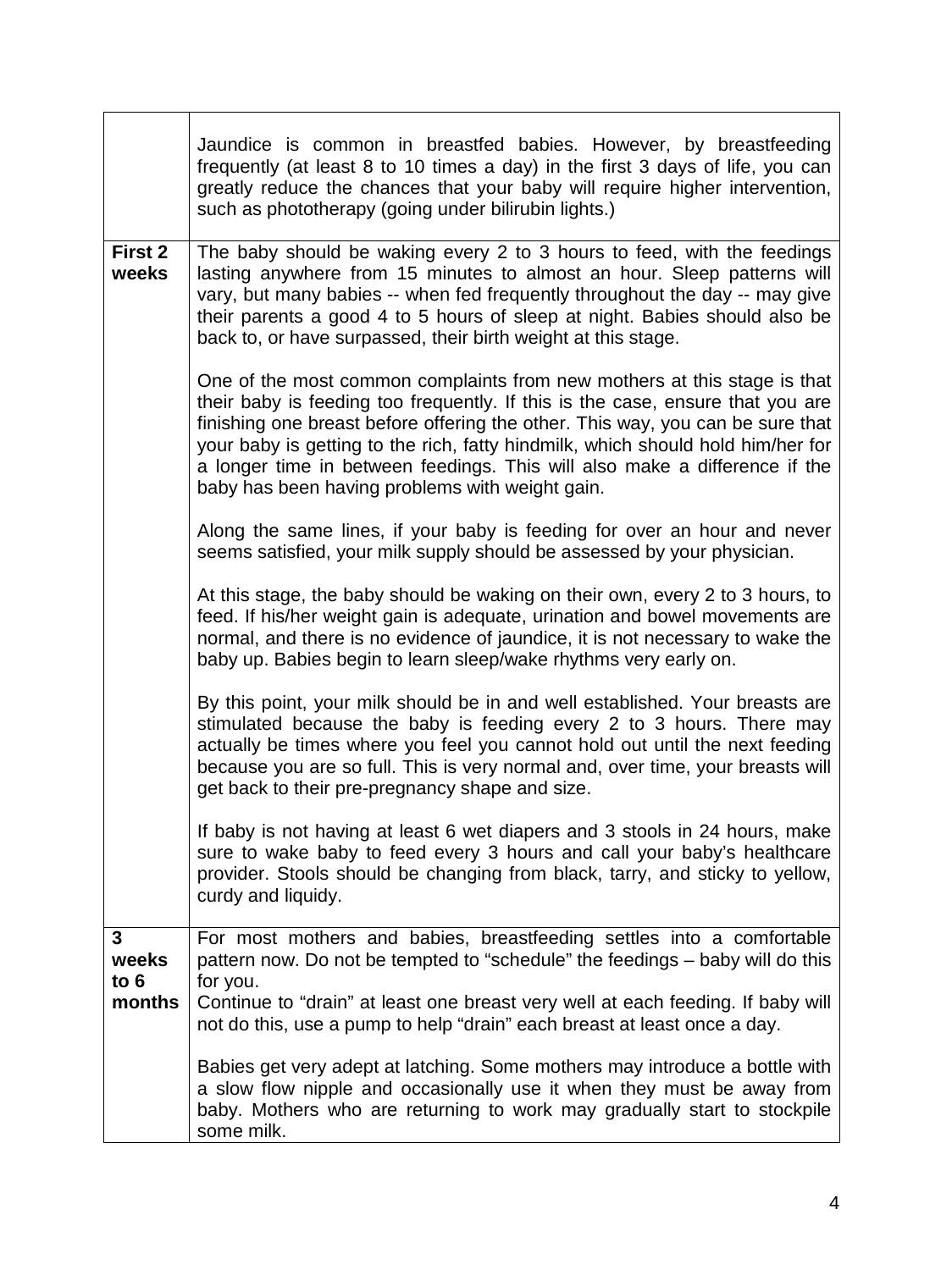| | |
|---|---|
| | Jaundice is common in breastfed babies. However, by breastfeeding frequently (at least 8 to 10 times a day) in the first 3 days of life, you can greatly reduce the chances that your baby will require higher intervention, such as phototherapy (going under bilirubin lights.) |
| **First 2 weeks** | The baby should be waking every 2 to 3 hours to feed, with the feedings lasting anywhere from 15 minutes to almost an hour. Sleep patterns will vary, but many babies -- when fed frequently throughout the day -- may give their parents a good 4 to 5 hours of sleep at night. Babies should also be back to, or have surpassed, their birth weight at this stage.<br><br>One of the most common complaints from new mothers at this stage is that their baby is feeding too frequently. If this is the case, ensure that you are finishing one breast before offering the other. This way, you can be sure that your baby is getting to the rich, fatty hindmilk, which should hold him/her for a longer time in between feedings. This will also make a difference if the baby has been having problems with weight gain.<br><br>Along the same lines, if your baby is feeding for over an hour and never seems satisfied, your milk supply should be assessed by your physician.<br><br>At this stage, the baby should be waking on their own, every 2 to 3 hours, to feed. If his/her weight gain is adequate, urination and bowel movements are normal, and there is no evidence of jaundice, it is not necessary to wake the baby up. Babies begin to learn sleep/wake rhythms very early on.<br><br>By this point, your milk should be in and well established. Your breasts are stimulated because the baby is feeding every 2 to 3 hours. There may actually be times where you feel you cannot hold out until the next feeding because you are so full. This is very normal and, over time, your breasts will get back to their pre-pregnancy shape and size.<br><br>If baby is not having at least 6 wet diapers and 3 stools in 24 hours, make sure to wake baby to feed every 3 hours and call your baby's healthcare provider. Stools should be changing from black, tarry, and sticky to yellow, curdy and liquidy. |
| **3 weeks to 6 months** | For most mothers and babies, breastfeeding settles into a comfortable pattern now. Do not be tempted to "schedule" the feedings – baby will do this for you.<br>Continue to "drain" at least one breast very well at each feeding. If baby will not do this, use a pump to help "drain" each breast at least once a day.<br><br>Babies get very adept at latching. Some mothers may introduce a bottle with a slow flow nipple and occasionally use it when they must be away from baby. Mothers who are returning to work may gradually start to stockpile some milk. |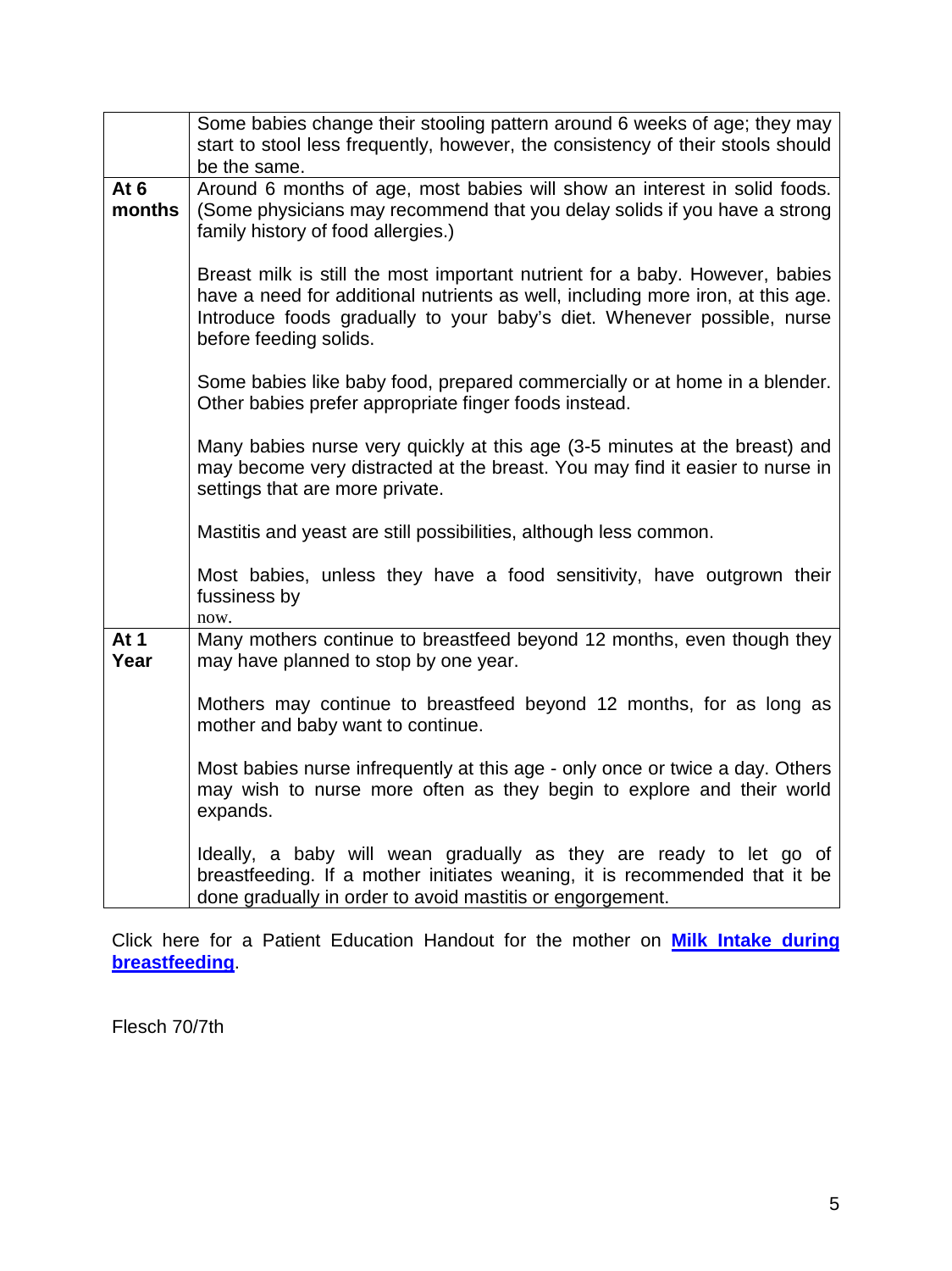| | |
|---|---|
| | Some babies change their stooling pattern around 6 weeks of age; they may start to stool less frequently, however, the consistency of their stools should be the same. |
| **At 6 months** | Around 6 months of age, most babies will show an interest in solid foods. (Some physicians may recommend that you delay solids if you have a strong family history of food allergies.)<br><br>Breast milk is still the most important nutrient for a baby. However, babies have a need for additional nutrients as well, including more iron, at this age. Introduce foods gradually to your baby's diet. Whenever possible, nurse before feeding solids.<br><br>Some babies like baby food, prepared commercially or at home in a blender. Other babies prefer appropriate finger foods instead.<br><br>Many babies nurse very quickly at this age (3-5 minutes at the breast) and may become very distracted at the breast. You may find it easier to nurse in settings that are more private.<br><br>Mastitis and yeast are still possibilities, although less common.<br><br>Most babies, unless they have a food sensitivity, have outgrown their fussiness by now. |
| **At 1 Year** | Many mothers continue to breastfeed beyond 12 months, even though they may have planned to stop by one year.<br><br>Mothers may continue to breastfeed beyond 12 months, for as long as mother and baby want to continue.<br><br>Most babies nurse infrequently at this age - only once or twice a day. Others may wish to nurse more often as they begin to explore and their world expands.<br><br>Ideally, a baby will wean gradually as they are ready to let go of breastfeeding. If a mother initiates weaning, it is recommended that it be done gradually in order to avoid mastitis or engorgement. |

Click here for a Patient Education Handout for the mother on **Milk Intake during breastfeeding**.

Flesch 70/7th